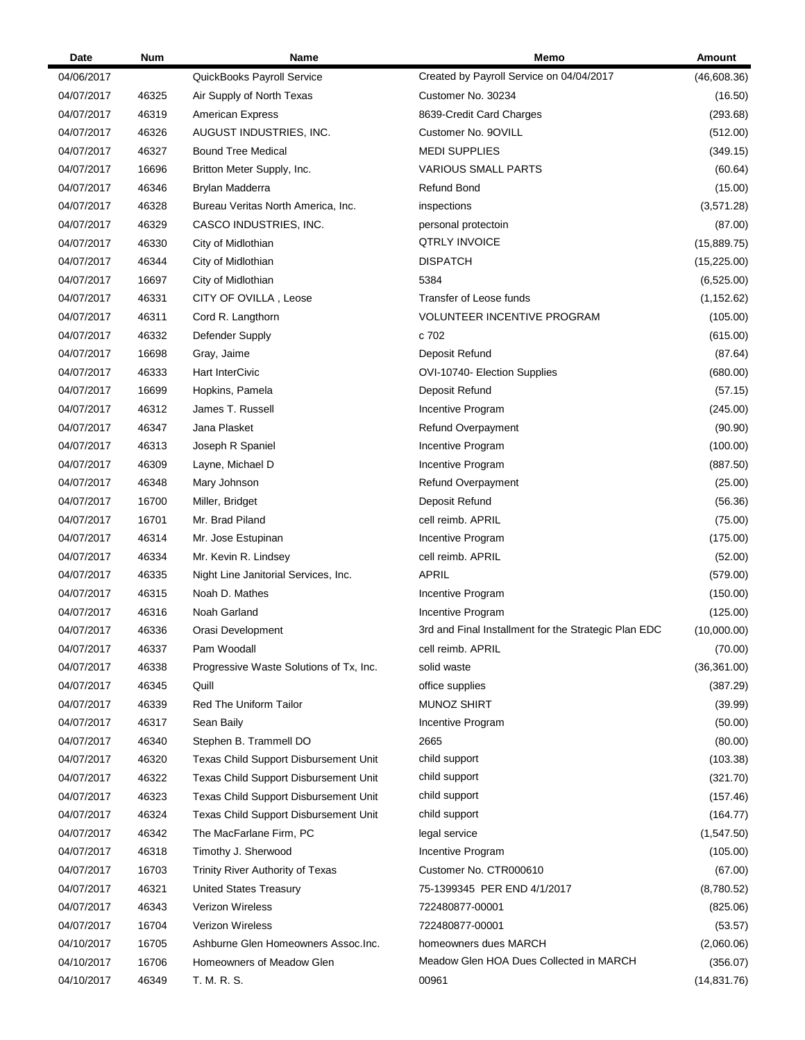| Date | Num | Name | Memo | Amount |
|---|---|---|---|---|
| 04/06/2017 | | QuickBooks Payroll Service | Created by Payroll Service on 04/04/2017 | (46,608.36) |
| 04/07/2017 | 46325 | Air Supply of North Texas | Customer No. 30234 | (16.50) |
| 04/07/2017 | 46319 | American Express | 8639-Credit Card Charges | (293.68) |
| 04/07/2017 | 46326 | AUGUST INDUSTRIES, INC. | Customer No. 9OVILL | (512.00) |
| 04/07/2017 | 46327 | Bound Tree Medical | MEDI SUPPLIES | (349.15) |
| 04/07/2017 | 16696 | Britton Meter Supply, Inc. | VARIOUS SMALL PARTS | (60.64) |
| 04/07/2017 | 46346 | Brylan Madderra | Refund Bond | (15.00) |
| 04/07/2017 | 46328 | Bureau Veritas North America, Inc. | inspections | (3,571.28) |
| 04/07/2017 | 46329 | CASCO INDUSTRIES, INC. | personal protectoin | (87.00) |
| 04/07/2017 | 46330 | City of Midlothian | QTRLY INVOICE | (15,889.75) |
| 04/07/2017 | 46344 | City of Midlothian | DISPATCH | (15,225.00) |
| 04/07/2017 | 16697 | City of Midlothian | 5384 | (6,525.00) |
| 04/07/2017 | 46331 | CITY OF OVILLA , Leose | Transfer of Leose funds | (1,152.62) |
| 04/07/2017 | 46311 | Cord R. Langthorn | VOLUNTEER INCENTIVE PROGRAM | (105.00) |
| 04/07/2017 | 46332 | Defender Supply | c 702 | (615.00) |
| 04/07/2017 | 16698 | Gray, Jaime | Deposit Refund | (87.64) |
| 04/07/2017 | 46333 | Hart InterCivic | OVI-10740- Election Supplies | (680.00) |
| 04/07/2017 | 16699 | Hopkins, Pamela | Deposit Refund | (57.15) |
| 04/07/2017 | 46312 | James T. Russell | Incentive Program | (245.00) |
| 04/07/2017 | 46347 | Jana Plasket | Refund Overpayment | (90.90) |
| 04/07/2017 | 46313 | Joseph R Spaniel | Incentive Program | (100.00) |
| 04/07/2017 | 46309 | Layne, Michael D | Incentive Program | (887.50) |
| 04/07/2017 | 46348 | Mary Johnson | Refund Overpayment | (25.00) |
| 04/07/2017 | 16700 | Miller, Bridget | Deposit Refund | (56.36) |
| 04/07/2017 | 16701 | Mr. Brad Piland | cell reimb. APRIL | (75.00) |
| 04/07/2017 | 46314 | Mr. Jose Estupinan | Incentive Program | (175.00) |
| 04/07/2017 | 46334 | Mr. Kevin R. Lindsey | cell reimb. APRIL | (52.00) |
| 04/07/2017 | 46335 | Night Line Janitorial Services, Inc. | APRIL | (579.00) |
| 04/07/2017 | 46315 | Noah D. Mathes | Incentive Program | (150.00) |
| 04/07/2017 | 46316 | Noah Garland | Incentive Program | (125.00) |
| 04/07/2017 | 46336 | Orasi Development | 3rd and Final Installment for the Strategic Plan EDC | (10,000.00) |
| 04/07/2017 | 46337 | Pam Woodall | cell reimb. APRIL | (70.00) |
| 04/07/2017 | 46338 | Progressive Waste Solutions of Tx, Inc. | solid waste | (36,361.00) |
| 04/07/2017 | 46345 | Quill | office supplies | (387.29) |
| 04/07/2017 | 46339 | Red The Uniform Tailor | MUNOZ SHIRT | (39.99) |
| 04/07/2017 | 46317 | Sean Baily | Incentive Program | (50.00) |
| 04/07/2017 | 46340 | Stephen B. Trammell DO | 2665 | (80.00) |
| 04/07/2017 | 46320 | Texas Child Support Disbursement Unit | child support | (103.38) |
| 04/07/2017 | 46322 | Texas Child Support Disbursement Unit | child support | (321.70) |
| 04/07/2017 | 46323 | Texas Child Support Disbursement Unit | child support | (157.46) |
| 04/07/2017 | 46324 | Texas Child Support Disbursement Unit | child support | (164.77) |
| 04/07/2017 | 46342 | The MacFarlane Firm, PC | legal service | (1,547.50) |
| 04/07/2017 | 46318 | Timothy J. Sherwood | Incentive Program | (105.00) |
| 04/07/2017 | 16703 | Trinity River Authority of Texas | Customer No. CTR000610 | (67.00) |
| 04/07/2017 | 46321 | United States Treasury | 75-1399345 PER END 4/1/2017 | (8,780.52) |
| 04/07/2017 | 46343 | Verizon Wireless | 722480877-00001 | (825.06) |
| 04/07/2017 | 16704 | Verizon Wireless | 722480877-00001 | (53.57) |
| 04/10/2017 | 16705 | Ashburne Glen Homeowners Assoc.Inc. | homeowners dues MARCH | (2,060.06) |
| 04/10/2017 | 16706 | Homeowners of Meadow Glen | Meadow Glen HOA Dues Collected in MARCH | (356.07) |
| 04/10/2017 | 46349 | T. M. R. S. | 00961 | (14,831.76) |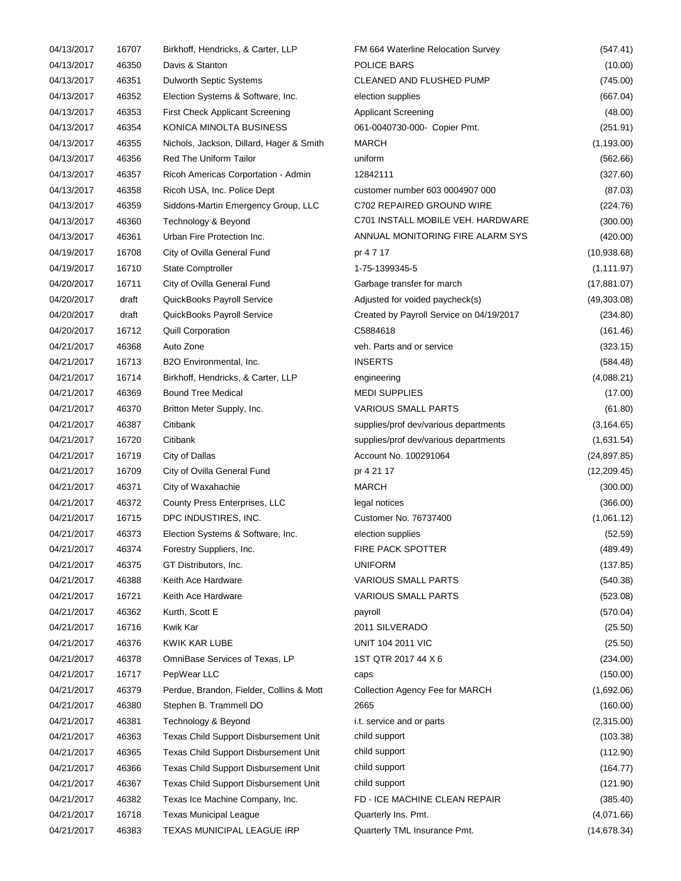| | | | | |
|---|---|---|---|---|
| 04/13/2017 | 16707 | Birkhoff, Hendricks, & Carter, LLP | FM 664 Waterline Relocation Survey | (547.41) |
| 04/13/2017 | 46350 | Davis & Stanton | POLICE BARS | (10.00) |
| 04/13/2017 | 46351 | Dulworth Septic Systems | CLEANED AND FLUSHED PUMP | (745.00) |
| 04/13/2017 | 46352 | Election Systems & Software, Inc. | election supplies | (667.04) |
| 04/13/2017 | 46353 | First Check Applicant Screening | Applicant Screening | (48.00) |
| 04/13/2017 | 46354 | KONICA MINOLTA BUSINESS | 061-0040730-000- Copier Pmt. | (251.91) |
| 04/13/2017 | 46355 | Nichols, Jackson, Dillard, Hager & Smith | MARCH | (1,193.00) |
| 04/13/2017 | 46356 | Red The Uniform Tailor | uniform | (562.66) |
| 04/13/2017 | 46357 | Ricoh Americas Corportation - Admin | 12842111 | (327.60) |
| 04/13/2017 | 46358 | Ricoh USA, Inc. Police Dept | customer number 603 0004907 000 | (87.03) |
| 04/13/2017 | 46359 | Siddons-Martin Emergency Group, LLC | C702 REPAIRED GROUND WIRE | (224.76) |
| 04/13/2017 | 46360 | Technology & Beyond | C701 INSTALL MOBILE VEH. HARDWARE | (300.00) |
| 04/13/2017 | 46361 | Urban Fire Protection Inc. | ANNUAL MONITORING FIRE ALARM SYS | (420.00) |
| 04/19/2017 | 16708 | City of Ovilla General Fund | pr 4 7 17 | (10,938.68) |
| 04/19/2017 | 16710 | State Comptroller | 1-75-1399345-5 | (1,111.97) |
| 04/20/2017 | 16711 | City of Ovilla General Fund | Garbage transfer for march | (17,881.07) |
| 04/20/2017 | draft | QuickBooks Payroll Service | Adjusted for voided paycheck(s) | (49,303.08) |
| 04/20/2017 | draft | QuickBooks Payroll Service | Created by Payroll Service on 04/19/2017 | (234.80) |
| 04/20/2017 | 16712 | Quill Corporation | C5884618 | (161.46) |
| 04/21/2017 | 46368 | Auto Zone | veh. Parts and or service | (323.15) |
| 04/21/2017 | 16713 | B2O Environmental, Inc. | INSERTS | (584.48) |
| 04/21/2017 | 16714 | Birkhoff, Hendricks, & Carter, LLP | engineering | (4,088.21) |
| 04/21/2017 | 46369 | Bound Tree Medical | MEDI SUPPLIES | (17.00) |
| 04/21/2017 | 46370 | Britton Meter Supply, Inc. | VARIOUS SMALL PARTS | (61.80) |
| 04/21/2017 | 46387 | Citibank | supplies/prof dev/various departments | (3,164.65) |
| 04/21/2017 | 16720 | Citibank | supplies/prof dev/various departments | (1,631.54) |
| 04/21/2017 | 16719 | City of Dallas | Account No. 100291064 | (24,897.85) |
| 04/21/2017 | 16709 | City of Ovilla General Fund | pr 4 21 17 | (12,209.45) |
| 04/21/2017 | 46371 | City of Waxahachie | MARCH | (300.00) |
| 04/21/2017 | 46372 | County Press Enterprises, LLC | legal notices | (366.00) |
| 04/21/2017 | 16715 | DPC INDUSTIRES, INC. | Customer No. 76737400 | (1,061.12) |
| 04/21/2017 | 46373 | Election Systems & Software, Inc. | election supplies | (52.59) |
| 04/21/2017 | 46374 | Forestry Suppliers, Inc. | FIRE PACK SPOTTER | (489.49) |
| 04/21/2017 | 46375 | GT Distributors, Inc. | UNIFORM | (137.85) |
| 04/21/2017 | 46388 | Keith Ace Hardware | VARIOUS SMALL PARTS | (540.38) |
| 04/21/2017 | 16721 | Keith Ace Hardware | VARIOUS SMALL PARTS | (523.08) |
| 04/21/2017 | 46362 | Kurth, Scott E | payroll | (570.04) |
| 04/21/2017 | 16716 | Kwik Kar | 2011 SILVERADO | (25.50) |
| 04/21/2017 | 46376 | KWIK KAR LUBE | UNIT 104 2011 VIC | (25.50) |
| 04/21/2017 | 46378 | OmniBase Services of Texas, LP | 1ST QTR 2017 44 X 6 | (234.00) |
| 04/21/2017 | 16717 | PepWear LLC | caps | (150.00) |
| 04/21/2017 | 46379 | Perdue, Brandon, Fielder, Collins & Mott | Collection Agency Fee for MARCH | (1,692.06) |
| 04/21/2017 | 46380 | Stephen B. Trammell DO | 2665 | (160.00) |
| 04/21/2017 | 46381 | Technology & Beyond | i.t. service and or parts | (2,315.00) |
| 04/21/2017 | 46363 | Texas Child Support Disbursement Unit | child support | (103.38) |
| 04/21/2017 | 46365 | Texas Child Support Disbursement Unit | child support | (112.90) |
| 04/21/2017 | 46366 | Texas Child Support Disbursement Unit | child support | (164.77) |
| 04/21/2017 | 46367 | Texas Child Support Disbursement Unit | child support | (121.90) |
| 04/21/2017 | 46382 | Texas Ice Machine Company, Inc. | FD - ICE MACHINE CLEAN REPAIR | (385.40) |
| 04/21/2017 | 16718 | Texas Municipal League | Quarterly Ins. Pmt. | (4,071.66) |
| 04/21/2017 | 46383 | TEXAS MUNICIPAL LEAGUE IRP | Quarterly TML Insurance Pmt. | (14,678.34) |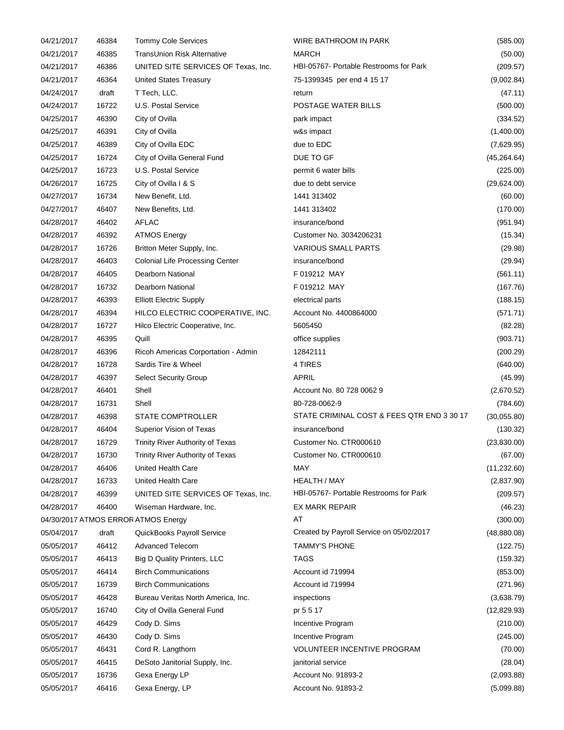| | | | | |
|---|---|---|---|---|
| 04/21/2017 | 46384 | Tommy Cole Services | WIRE BATHROOM IN PARK | (585.00) |
| 04/21/2017 | 46385 | TransUnion Risk Alternative | MARCH | (50.00) |
| 04/21/2017 | 46386 | UNITED SITE SERVICES OF Texas, Inc. | HBI-05767- Portable Restrooms for Park | (209.57) |
| 04/21/2017 | 46364 | United States Treasury | 75-1399345 per end 4 15 17 | (9,002.84) |
| 04/24/2017 | draft | T Tech, LLC. | return | (47.11) |
| 04/24/2017 | 16722 | U.S. Postal Service | POSTAGE WATER BILLS | (500.00) |
| 04/25/2017 | 46390 | City of Ovilla | park impact | (334.52) |
| 04/25/2017 | 46391 | City of Ovilla | w&s impact | (1,400.00) |
| 04/25/2017 | 46389 | City of Ovilla EDC | due to EDC | (7,629.95) |
| 04/25/2017 | 16724 | City of Ovilla General Fund | DUE TO GF | (45,264.64) |
| 04/25/2017 | 16723 | U.S. Postal Service | permit 6 water bills | (225.00) |
| 04/26/2017 | 16725 | City of Ovilla I & S | due to debt service | (29,624.00) |
| 04/27/2017 | 16734 | New Benefit, Ltd. | 1441 313402 | (60.00) |
| 04/27/2017 | 46407 | New Benefits, Ltd. | 1441 313402 | (170.00) |
| 04/28/2017 | 46402 | AFLAC | insurance/bond | (951.94) |
| 04/28/2017 | 46392 | ATMOS Energy | Customer No. 3034206231 | (15.34) |
| 04/28/2017 | 16726 | Britton Meter Supply, Inc. | VARIOUS SMALL PARTS | (29.98) |
| 04/28/2017 | 46403 | Colonial Life Processing Center | insurance/bond | (29.94) |
| 04/28/2017 | 46405 | Dearborn National | F 019212 MAY | (561.11) |
| 04/28/2017 | 16732 | Dearborn National | F 019212 MAY | (167.76) |
| 04/28/2017 | 46393 | Elliott Electric Supply | electrical parts | (188.15) |
| 04/28/2017 | 46394 | HILCO ELECTRIC COOPERATIVE, INC. | Account No. 4400864000 | (571.71) |
| 04/28/2017 | 16727 | Hilco Electric Cooperative, Inc. | 5605450 | (82.28) |
| 04/28/2017 | 46395 | Quill | office supplies | (903.71) |
| 04/28/2017 | 46396 | Ricoh Americas Corportation - Admin | 12842111 | (200.29) |
| 04/28/2017 | 16728 | Sardis Tire & Wheel | 4 TIRES | (640.00) |
| 04/28/2017 | 46397 | Select Security Group | APRIL | (45.99) |
| 04/28/2017 | 46401 | Shell | Account No. 80 728 0062 9 | (2,670.52) |
| 04/28/2017 | 16731 | Shell | 80-728-0062-9 | (784.60) |
| 04/28/2017 | 46398 | STATE COMPTROLLER | STATE CRIMINAL COST & FEES QTR END 3 30 17 | (30,055.80) |
| 04/28/2017 | 46404 | Superior Vision of Texas | insurance/bond | (130.32) |
| 04/28/2017 | 16729 | Trinity River Authority of Texas | Customer No. CTR000610 | (23,830.00) |
| 04/28/2017 | 16730 | Trinity River Authority of Texas | Customer No. CTR000610 | (67.00) |
| 04/28/2017 | 46406 | United Health Care | MAY | (11,232.60) |
| 04/28/2017 | 16733 | United Health Care | HEALTH / MAY | (2,837.90) |
| 04/28/2017 | 46399 | UNITED SITE SERVICES OF Texas, Inc. | HBI-05767- Portable Restrooms for Park | (209.57) |
| 04/28/2017 | 46400 | Wiseman Hardware, Inc. | EX MARK REPAIR | (46.23) |
| 04/30/2017 | ATMOS ERROR | ATMOS Energy | AT | (300.00) |
| 05/04/2017 | draft | QuickBooks Payroll Service | Created by Payroll Service on 05/02/2017 | (48,880.08) |
| 05/05/2017 | 46412 | Advanced Telecom | TAMMY'S PHONE | (122.75) |
| 05/05/2017 | 46413 | Big D Quality Printers, LLC | TAGS | (159.32) |
| 05/05/2017 | 46414 | Birch Communications | Account id 719994 | (853.00) |
| 05/05/2017 | 16739 | Birch Communications | Account id 719994 | (271.96) |
| 05/05/2017 | 46428 | Bureau Veritas North America, Inc. | inspections | (3,638.79) |
| 05/05/2017 | 16740 | City of Ovilla General Fund | pr 5 5 17 | (12,829.93) |
| 05/05/2017 | 46429 | Cody D. Sims | Incentive Program | (210.00) |
| 05/05/2017 | 46430 | Cody D. Sims | Incentive Program | (245.00) |
| 05/05/2017 | 46431 | Cord R. Langthorn | VOLUNTEER INCENTIVE PROGRAM | (70.00) |
| 05/05/2017 | 46415 | DeSoto Janitorial Supply, Inc. | janitorial service | (28.04) |
| 05/05/2017 | 16736 | Gexa Energy LP | Account No. 91893-2 | (2,093.88) |
| 05/05/2017 | 46416 | Gexa Energy, LP | Account No. 91893-2 | (5,099.88) |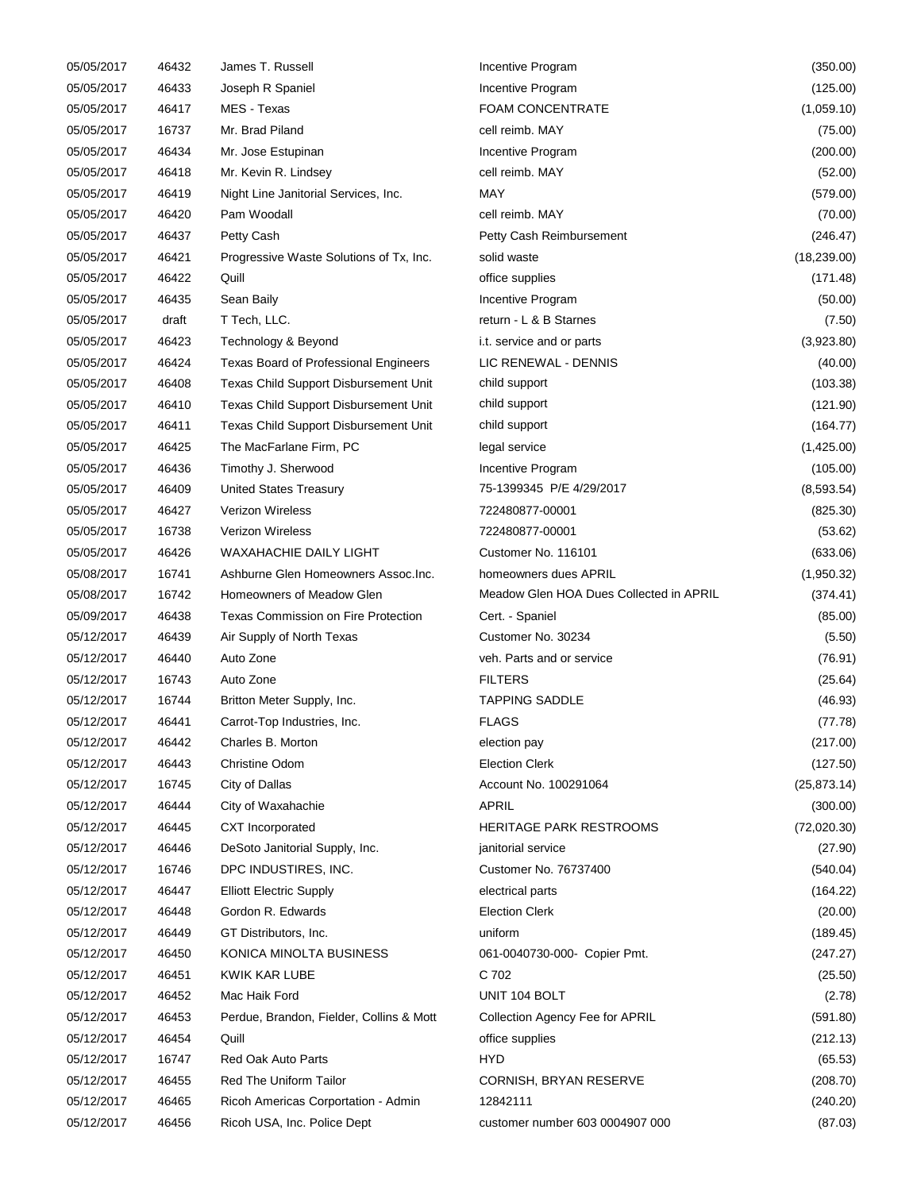| | | | | |
|---|---|---|---|---|
| 05/05/2017 | 46432 | James T. Russell | Incentive Program | (350.00) |
| 05/05/2017 | 46433 | Joseph R Spaniel | Incentive Program | (125.00) |
| 05/05/2017 | 46417 | MES - Texas | FOAM CONCENTRATE | (1,059.10) |
| 05/05/2017 | 16737 | Mr. Brad Piland | cell reimb. MAY | (75.00) |
| 05/05/2017 | 46434 | Mr. Jose Estupinan | Incentive Program | (200.00) |
| 05/05/2017 | 46418 | Mr. Kevin R. Lindsey | cell reimb. MAY | (52.00) |
| 05/05/2017 | 46419 | Night Line Janitorial Services, Inc. | MAY | (579.00) |
| 05/05/2017 | 46420 | Pam Woodall | cell reimb. MAY | (70.00) |
| 05/05/2017 | 46437 | Petty Cash | Petty Cash Reimbursement | (246.47) |
| 05/05/2017 | 46421 | Progressive Waste Solutions of Tx, Inc. | solid waste | (18,239.00) |
| 05/05/2017 | 46422 | Quill | office supplies | (171.48) |
| 05/05/2017 | 46435 | Sean Baily | Incentive Program | (50.00) |
| 05/05/2017 | draft | T Tech, LLC. | return - L & B Starnes | (7.50) |
| 05/05/2017 | 46423 | Technology & Beyond | i.t. service and or parts | (3,923.80) |
| 05/05/2017 | 46424 | Texas Board of Professional Engineers | LIC RENEWAL - DENNIS | (40.00) |
| 05/05/2017 | 46408 | Texas Child Support Disbursement Unit | child support | (103.38) |
| 05/05/2017 | 46410 | Texas Child Support Disbursement Unit | child support | (121.90) |
| 05/05/2017 | 46411 | Texas Child Support Disbursement Unit | child support | (164.77) |
| 05/05/2017 | 46425 | The MacFarlane Firm, PC | legal service | (1,425.00) |
| 05/05/2017 | 46436 | Timothy J. Sherwood | Incentive Program | (105.00) |
| 05/05/2017 | 46409 | United States Treasury | 75-1399345 P/E 4/29/2017 | (8,593.54) |
| 05/05/2017 | 46427 | Verizon Wireless | 722480877-00001 | (825.30) |
| 05/05/2017 | 16738 | Verizon Wireless | 722480877-00001 | (53.62) |
| 05/05/2017 | 46426 | WAXAHACHIE DAILY LIGHT | Customer No. 116101 | (633.06) |
| 05/08/2017 | 16741 | Ashburne Glen Homeowners Assoc.Inc. | homeowners dues APRIL | (1,950.32) |
| 05/08/2017 | 16742 | Homeowners of Meadow Glen | Meadow Glen HOA Dues Collected in APRIL | (374.41) |
| 05/09/2017 | 46438 | Texas Commission on Fire Protection | Cert. - Spaniel | (85.00) |
| 05/12/2017 | 46439 | Air Supply of North Texas | Customer No. 30234 | (5.50) |
| 05/12/2017 | 46440 | Auto Zone | veh. Parts and or service | (76.91) |
| 05/12/2017 | 16743 | Auto Zone | FILTERS | (25.64) |
| 05/12/2017 | 16744 | Britton Meter Supply, Inc. | TAPPING SADDLE | (46.93) |
| 05/12/2017 | 46441 | Carrot-Top Industries, Inc. | FLAGS | (77.78) |
| 05/12/2017 | 46442 | Charles B. Morton | election pay | (217.00) |
| 05/12/2017 | 46443 | Christine Odom | Election Clerk | (127.50) |
| 05/12/2017 | 16745 | City of Dallas | Account No. 100291064 | (25,873.14) |
| 05/12/2017 | 46444 | City of Waxahachie | APRIL | (300.00) |
| 05/12/2017 | 46445 | CXT Incorporated | HERITAGE PARK RESTROOMS | (72,020.30) |
| 05/12/2017 | 46446 | DeSoto Janitorial Supply, Inc. | janitorial service | (27.90) |
| 05/12/2017 | 16746 | DPC INDUSTIRES, INC. | Customer No. 76737400 | (540.04) |
| 05/12/2017 | 46447 | Elliott Electric Supply | electrical parts | (164.22) |
| 05/12/2017 | 46448 | Gordon R. Edwards | Election Clerk | (20.00) |
| 05/12/2017 | 46449 | GT Distributors, Inc. | uniform | (189.45) |
| 05/12/2017 | 46450 | KONICA MINOLTA BUSINESS | 061-0040730-000- Copier Pmt. | (247.27) |
| 05/12/2017 | 46451 | KWIK KAR LUBE | C 702 | (25.50) |
| 05/12/2017 | 46452 | Mac Haik Ford | UNIT 104 BOLT | (2.78) |
| 05/12/2017 | 46453 | Perdue, Brandon, Fielder, Collins & Mott | Collection Agency Fee for APRIL | (591.80) |
| 05/12/2017 | 46454 | Quill | office supplies | (212.13) |
| 05/12/2017 | 16747 | Red Oak Auto Parts | HYD | (65.53) |
| 05/12/2017 | 46455 | Red The Uniform Tailor | CORNISH, BRYAN RESERVE | (208.70) |
| 05/12/2017 | 46465 | Ricoh Americas Corportation - Admin | 12842111 | (240.20) |
| 05/12/2017 | 46456 | Ricoh USA, Inc. Police Dept | customer number 603 0004907 000 | (87.03) |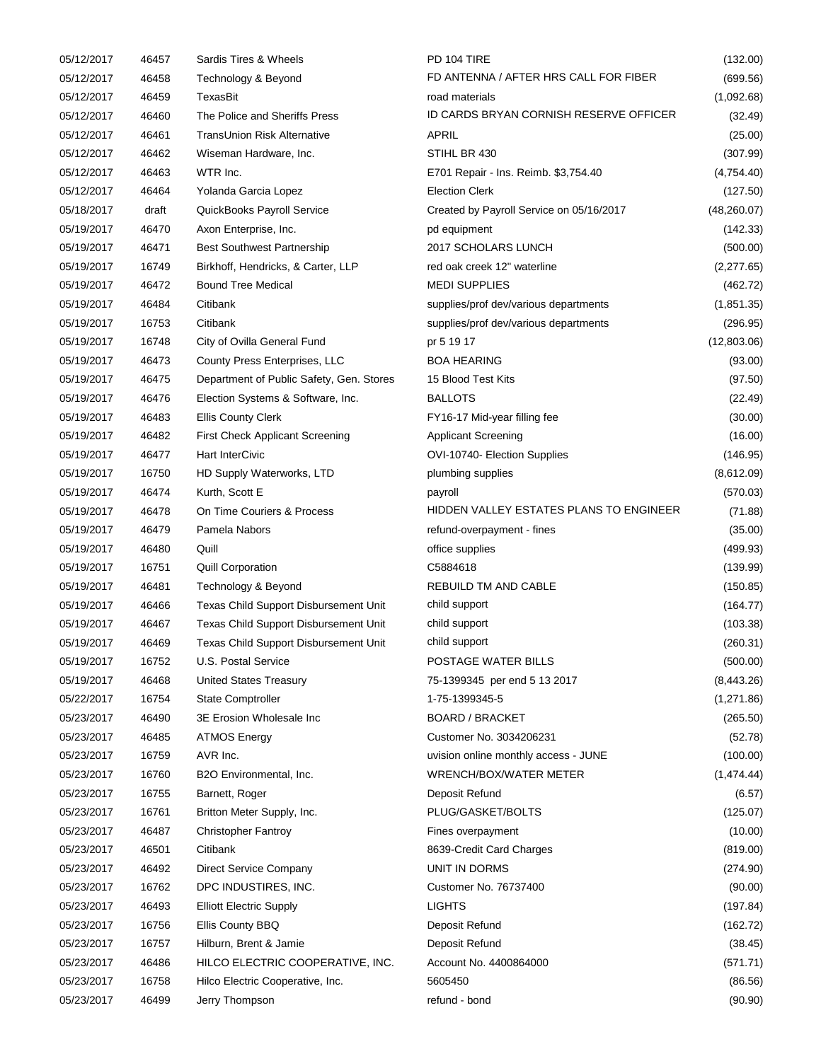| | | | | |
|---|---|---|---|---|
| 05/12/2017 | 46457 | Sardis Tires & Wheels | PD 104 TIRE | (132.00) |
| 05/12/2017 | 46458 | Technology & Beyond | FD ANTENNA / AFTER HRS CALL FOR FIBER | (699.56) |
| 05/12/2017 | 46459 | TexasBit | road materials | (1,092.68) |
| 05/12/2017 | 46460 | The Police and Sheriffs Press | ID CARDS BRYAN CORNISH RESERVE OFFICER | (32.49) |
| 05/12/2017 | 46461 | TransUnion Risk Alternative | APRIL | (25.00) |
| 05/12/2017 | 46462 | Wiseman Hardware, Inc. | STIHL BR 430 | (307.99) |
| 05/12/2017 | 46463 | WTR Inc. | E701 Repair - Ins. Reimb. $3,754.40 | (4,754.40) |
| 05/12/2017 | 46464 | Yolanda Garcia Lopez | Election Clerk | (127.50) |
| 05/18/2017 | draft | QuickBooks Payroll Service | Created by Payroll Service on 05/16/2017 | (48,260.07) |
| 05/19/2017 | 46470 | Axon Enterprise, Inc. | pd equipment | (142.33) |
| 05/19/2017 | 46471 | Best Southwest Partnership | 2017 SCHOLARS LUNCH | (500.00) |
| 05/19/2017 | 16749 | Birkhoff, Hendricks, & Carter, LLP | red oak creek 12" waterline | (2,277.65) |
| 05/19/2017 | 46472 | Bound Tree Medical | MEDI SUPPLIES | (462.72) |
| 05/19/2017 | 46484 | Citibank | supplies/prof dev/various departments | (1,851.35) |
| 05/19/2017 | 16753 | Citibank | supplies/prof dev/various departments | (296.95) |
| 05/19/2017 | 16748 | City of Ovilla General Fund | pr 5 19 17 | (12,803.06) |
| 05/19/2017 | 46473 | County Press Enterprises, LLC | BOA HEARING | (93.00) |
| 05/19/2017 | 46475 | Department of Public Safety, Gen. Stores | 15 Blood Test Kits | (97.50) |
| 05/19/2017 | 46476 | Election Systems & Software, Inc. | BALLOTS | (22.49) |
| 05/19/2017 | 46483 | Ellis County Clerk | FY16-17 Mid-year filling fee | (30.00) |
| 05/19/2017 | 46482 | First Check Applicant Screening | Applicant Screening | (16.00) |
| 05/19/2017 | 46477 | Hart InterCivic | OVI-10740- Election Supplies | (146.95) |
| 05/19/2017 | 16750 | HD Supply Waterworks, LTD | plumbing supplies | (8,612.09) |
| 05/19/2017 | 46474 | Kurth, Scott E | payroll | (570.03) |
| 05/19/2017 | 46478 | On Time Couriers & Process | HIDDEN VALLEY ESTATES PLANS TO ENGINEER | (71.88) |
| 05/19/2017 | 46479 | Pamela Nabors | refund-overpayment - fines | (35.00) |
| 05/19/2017 | 46480 | Quill | office supplies | (499.93) |
| 05/19/2017 | 16751 | Quill Corporation | C5884618 | (139.99) |
| 05/19/2017 | 46481 | Technology & Beyond | REBUILD TM AND CABLE | (150.85) |
| 05/19/2017 | 46466 | Texas Child Support Disbursement Unit | child support | (164.77) |
| 05/19/2017 | 46467 | Texas Child Support Disbursement Unit | child support | (103.38) |
| 05/19/2017 | 46469 | Texas Child Support Disbursement Unit | child support | (260.31) |
| 05/19/2017 | 16752 | U.S. Postal Service | POSTAGE WATER BILLS | (500.00) |
| 05/19/2017 | 46468 | United States Treasury | 75-1399345 per end 5 13 2017 | (8,443.26) |
| 05/22/2017 | 16754 | State Comptroller | 1-75-1399345-5 | (1,271.86) |
| 05/23/2017 | 46490 | 3E Erosion Wholesale Inc | BOARD / BRACKET | (265.50) |
| 05/23/2017 | 46485 | ATMOS Energy | Customer No. 3034206231 | (52.78) |
| 05/23/2017 | 16759 | AVR Inc. | uvision online monthly access - JUNE | (100.00) |
| 05/23/2017 | 16760 | B2O Environmental, Inc. | WRENCH/BOX/WATER METER | (1,474.44) |
| 05/23/2017 | 16755 | Barnett, Roger | Deposit Refund | (6.57) |
| 05/23/2017 | 16761 | Britton Meter Supply, Inc. | PLUG/GASKET/BOLTS | (125.07) |
| 05/23/2017 | 46487 | Christopher Fantroy | Fines overpayment | (10.00) |
| 05/23/2017 | 46501 | Citibank | 8639-Credit Card Charges | (819.00) |
| 05/23/2017 | 46492 | Direct Service Company | UNIT IN DORMS | (274.90) |
| 05/23/2017 | 16762 | DPC INDUSTIRES, INC. | Customer No. 76737400 | (90.00) |
| 05/23/2017 | 46493 | Elliott Electric Supply | LIGHTS | (197.84) |
| 05/23/2017 | 16756 | Ellis County BBQ | Deposit Refund | (162.72) |
| 05/23/2017 | 16757 | Hilburn, Brent & Jamie | Deposit Refund | (38.45) |
| 05/23/2017 | 46486 | HILCO ELECTRIC COOPERATIVE, INC. | Account No. 4400864000 | (571.71) |
| 05/23/2017 | 16758 | Hilco Electric Cooperative, Inc. | 5605450 | (86.56) |
| 05/23/2017 | 46499 | Jerry Thompson | refund - bond | (90.90) |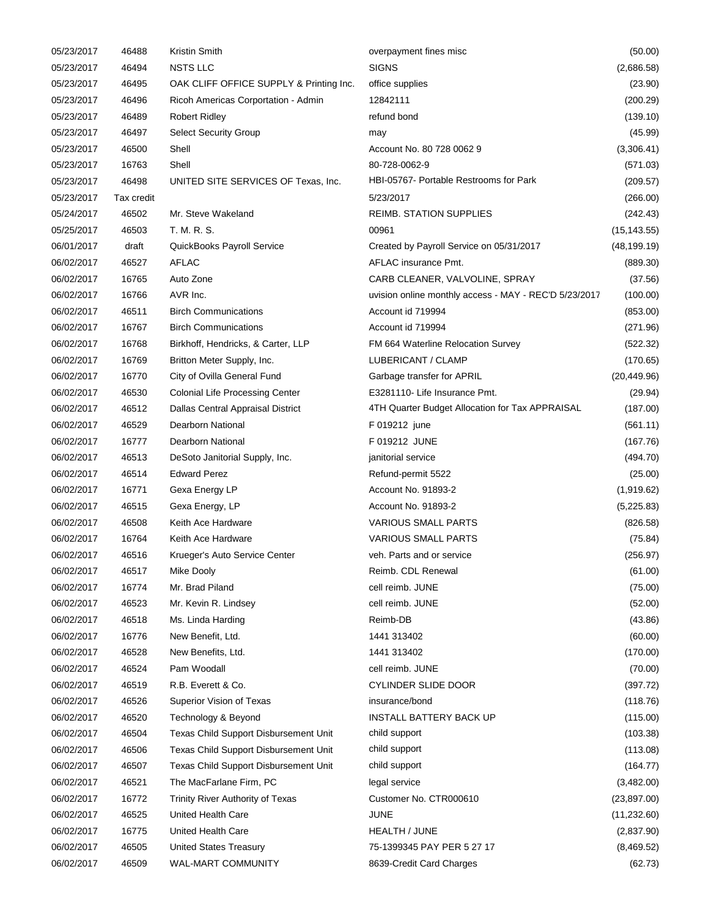| | | | | |
|---|---|---|---|---|
| 05/23/2017 | 46488 | Kristin Smith | overpayment fines misc | (50.00) |
| 05/23/2017 | 46494 | NSTS LLC | SIGNS | (2,686.58) |
| 05/23/2017 | 46495 | OAK CLIFF OFFICE SUPPLY & Printing Inc. | office supplies | (23.90) |
| 05/23/2017 | 46496 | Ricoh Americas Corportation - Admin | 12842111 | (200.29) |
| 05/23/2017 | 46489 | Robert Ridley | refund bond | (139.10) |
| 05/23/2017 | 46497 | Select Security Group | may | (45.99) |
| 05/23/2017 | 46500 | Shell | Account No. 80 728 0062 9 | (3,306.41) |
| 05/23/2017 | 16763 | Shell | 80-728-0062-9 | (571.03) |
| 05/23/2017 | 46498 | UNITED SITE SERVICES OF Texas, Inc. | HBI-05767- Portable Restrooms for Park | (209.57) |
| 05/23/2017 | Tax credit | | 5/23/2017 | (266.00) |
| 05/24/2017 | 46502 | Mr. Steve Wakeland | REIMB. STATION SUPPLIES | (242.43) |
| 05/25/2017 | 46503 | T. M. R. S. | 00961 | (15,143.55) |
| 06/01/2017 | draft | QuickBooks Payroll Service | Created by Payroll Service on 05/31/2017 | (48,199.19) |
| 06/02/2017 | 46527 | AFLAC | AFLAC insurance Pmt. | (889.30) |
| 06/02/2017 | 16765 | Auto Zone | CARB CLEANER, VALVOLINE, SPRAY | (37.56) |
| 06/02/2017 | 16766 | AVR Inc. | uvision online monthly access - MAY - REC'D 5/23/2017 | (100.00) |
| 06/02/2017 | 46511 | Birch Communications | Account id 719994 | (853.00) |
| 06/02/2017 | 16767 | Birch Communications | Account id 719994 | (271.96) |
| 06/02/2017 | 16768 | Birkhoff, Hendricks, & Carter, LLP | FM 664 Waterline Relocation Survey | (522.32) |
| 06/02/2017 | 16769 | Britton Meter Supply, Inc. | LUBERICANT / CLAMP | (170.65) |
| 06/02/2017 | 16770 | City of Ovilla General Fund | Garbage transfer for APRIL | (20,449.96) |
| 06/02/2017 | 46530 | Colonial Life Processing Center | E3281110- Life Insurance Pmt. | (29.94) |
| 06/02/2017 | 46512 | Dallas Central Appraisal District | 4TH Quarter Budget Allocation for Tax APPRAISAL | (187.00) |
| 06/02/2017 | 46529 | Dearborn National | F 019212 june | (561.11) |
| 06/02/2017 | 16777 | Dearborn National | F 019212 JUNE | (167.76) |
| 06/02/2017 | 46513 | DeSoto Janitorial Supply, Inc. | janitorial service | (494.70) |
| 06/02/2017 | 46514 | Edward Perez | Refund-permit 5522 | (25.00) |
| 06/02/2017 | 16771 | Gexa Energy LP | Account No. 91893-2 | (1,919.62) |
| 06/02/2017 | 46515 | Gexa Energy, LP | Account No. 91893-2 | (5,225.83) |
| 06/02/2017 | 46508 | Keith Ace Hardware | VARIOUS SMALL PARTS | (826.58) |
| 06/02/2017 | 16764 | Keith Ace Hardware | VARIOUS SMALL PARTS | (75.84) |
| 06/02/2017 | 46516 | Krueger's Auto Service Center | veh. Parts and or service | (256.97) |
| 06/02/2017 | 46517 | Mike Dooly | Reimb. CDL Renewal | (61.00) |
| 06/02/2017 | 16774 | Mr. Brad Piland | cell reimb. JUNE | (75.00) |
| 06/02/2017 | 46523 | Mr. Kevin R. Lindsey | cell reimb. JUNE | (52.00) |
| 06/02/2017 | 46518 | Ms. Linda Harding | Reimb-DB | (43.86) |
| 06/02/2017 | 16776 | New Benefit, Ltd. | 1441 313402 | (60.00) |
| 06/02/2017 | 46528 | New Benefits, Ltd. | 1441 313402 | (170.00) |
| 06/02/2017 | 46524 | Pam Woodall | cell reimb. JUNE | (70.00) |
| 06/02/2017 | 46519 | R.B. Everett & Co. | CYLINDER SLIDE DOOR | (397.72) |
| 06/02/2017 | 46526 | Superior Vision of Texas | insurance/bond | (118.76) |
| 06/02/2017 | 46520 | Technology & Beyond | INSTALL BATTERY BACK UP | (115.00) |
| 06/02/2017 | 46504 | Texas Child Support Disbursement Unit | child support | (103.38) |
| 06/02/2017 | 46506 | Texas Child Support Disbursement Unit | child support | (113.08) |
| 06/02/2017 | 46507 | Texas Child Support Disbursement Unit | child support | (164.77) |
| 06/02/2017 | 46521 | The MacFarlane Firm, PC | legal service | (3,482.00) |
| 06/02/2017 | 16772 | Trinity River Authority of Texas | Customer No. CTR000610 | (23,897.00) |
| 06/02/2017 | 46525 | United Health Care | JUNE | (11,232.60) |
| 06/02/2017 | 16775 | United Health Care | HEALTH / JUNE | (2,837.90) |
| 06/02/2017 | 46505 | United States Treasury | 75-1399345 PAY PER 5 27 17 | (8,469.52) |
| 06/02/2017 | 46509 | WAL-MART COMMUNITY | 8639-Credit Card Charges | (62.73) |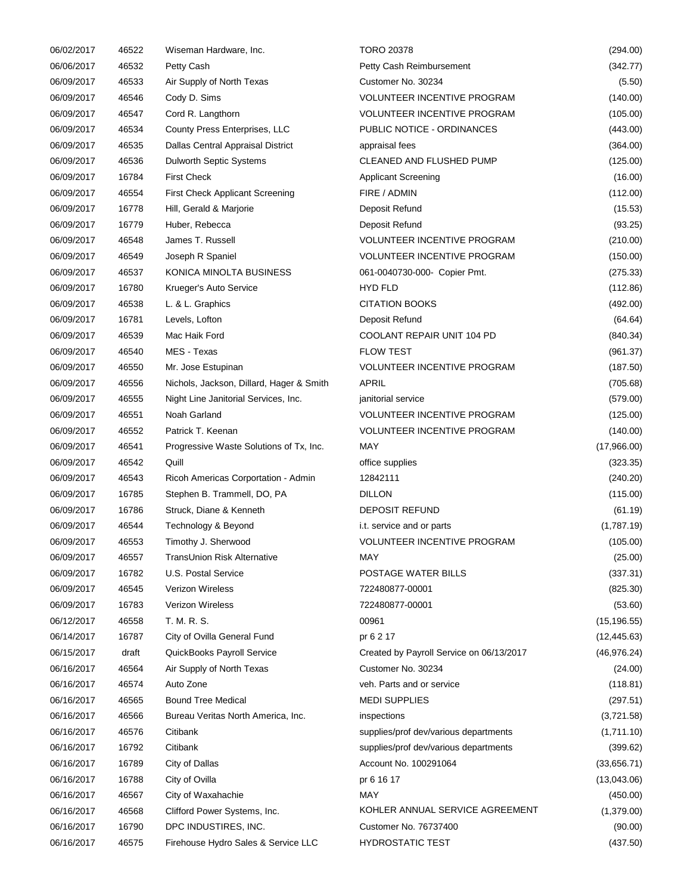| | | | | |
|---|---|---|---|---|
| 06/02/2017 | 46522 | Wiseman Hardware, Inc. | TORO 20378 | (294.00) |
| 06/06/2017 | 46532 | Petty Cash | Petty Cash Reimbursement | (342.77) |
| 06/09/2017 | 46533 | Air Supply of North Texas | Customer No. 30234 | (5.50) |
| 06/09/2017 | 46546 | Cody D. Sims | VOLUNTEER INCENTIVE PROGRAM | (140.00) |
| 06/09/2017 | 46547 | Cord R. Langthorn | VOLUNTEER INCENTIVE PROGRAM | (105.00) |
| 06/09/2017 | 46534 | County Press Enterprises, LLC | PUBLIC NOTICE - ORDINANCES | (443.00) |
| 06/09/2017 | 46535 | Dallas Central Appraisal District | appraisal fees | (364.00) |
| 06/09/2017 | 46536 | Dulworth Septic Systems | CLEANED AND FLUSHED PUMP | (125.00) |
| 06/09/2017 | 16784 | First Check | Applicant Screening | (16.00) |
| 06/09/2017 | 46554 | First Check Applicant Screening | FIRE / ADMIN | (112.00) |
| 06/09/2017 | 16778 | Hill, Gerald & Marjorie | Deposit Refund | (15.53) |
| 06/09/2017 | 16779 | Huber, Rebecca | Deposit Refund | (93.25) |
| 06/09/2017 | 46548 | James T. Russell | VOLUNTEER INCENTIVE PROGRAM | (210.00) |
| 06/09/2017 | 46549 | Joseph R Spaniel | VOLUNTEER INCENTIVE PROGRAM | (150.00) |
| 06/09/2017 | 46537 | KONICA MINOLTA BUSINESS | 061-0040730-000- Copier Pmt. | (275.33) |
| 06/09/2017 | 16780 | Krueger's Auto Service | HYD FLD | (112.86) |
| 06/09/2017 | 46538 | L. & L. Graphics | CITATION BOOKS | (492.00) |
| 06/09/2017 | 16781 | Levels, Lofton | Deposit Refund | (64.64) |
| 06/09/2017 | 46539 | Mac Haik Ford | COOLANT REPAIR UNIT 104 PD | (840.34) |
| 06/09/2017 | 46540 | MES - Texas | FLOW TEST | (961.37) |
| 06/09/2017 | 46550 | Mr. Jose Estupinan | VOLUNTEER INCENTIVE PROGRAM | (187.50) |
| 06/09/2017 | 46556 | Nichols, Jackson, Dillard, Hager & Smith | APRIL | (705.68) |
| 06/09/2017 | 46555 | Night Line Janitorial Services, Inc. | janitorial service | (579.00) |
| 06/09/2017 | 46551 | Noah Garland | VOLUNTEER INCENTIVE PROGRAM | (125.00) |
| 06/09/2017 | 46552 | Patrick T. Keenan | VOLUNTEER INCENTIVE PROGRAM | (140.00) |
| 06/09/2017 | 46541 | Progressive Waste Solutions of Tx, Inc. | MAY | (17,966.00) |
| 06/09/2017 | 46542 | Quill | office supplies | (323.35) |
| 06/09/2017 | 46543 | Ricoh Americas Corportation - Admin | 12842111 | (240.20) |
| 06/09/2017 | 16785 | Stephen B. Trammell, DO, PA | DILLON | (115.00) |
| 06/09/2017 | 16786 | Struck, Diane & Kenneth | DEPOSIT REFUND | (61.19) |
| 06/09/2017 | 46544 | Technology & Beyond | i.t. service and or parts | (1,787.19) |
| 06/09/2017 | 46553 | Timothy J. Sherwood | VOLUNTEER INCENTIVE PROGRAM | (105.00) |
| 06/09/2017 | 46557 | TransUnion Risk Alternative | MAY | (25.00) |
| 06/09/2017 | 16782 | U.S. Postal Service | POSTAGE WATER BILLS | (337.31) |
| 06/09/2017 | 46545 | Verizon Wireless | 722480877-00001 | (825.30) |
| 06/09/2017 | 16783 | Verizon Wireless | 722480877-00001 | (53.60) |
| 06/12/2017 | 46558 | T. M. R. S. | 00961 | (15,196.55) |
| 06/14/2017 | 16787 | City of Ovilla General Fund | pr 6 2 17 | (12,445.63) |
| 06/15/2017 | draft | QuickBooks Payroll Service | Created by Payroll Service on 06/13/2017 | (46,976.24) |
| 06/16/2017 | 46564 | Air Supply of North Texas | Customer No. 30234 | (24.00) |
| 06/16/2017 | 46574 | Auto Zone | veh. Parts and or service | (118.81) |
| 06/16/2017 | 46565 | Bound Tree Medical | MEDI SUPPLIES | (297.51) |
| 06/16/2017 | 46566 | Bureau Veritas North America, Inc. | inspections | (3,721.58) |
| 06/16/2017 | 46576 | Citibank | supplies/prof dev/various departments | (1,711.10) |
| 06/16/2017 | 16792 | Citibank | supplies/prof dev/various departments | (399.62) |
| 06/16/2017 | 16789 | City of Dallas | Account No. 100291064 | (33,656.71) |
| 06/16/2017 | 16788 | City of Ovilla | pr 6 16 17 | (13,043.06) |
| 06/16/2017 | 46567 | City of Waxahachie | MAY | (450.00) |
| 06/16/2017 | 46568 | Clifford Power Systems, Inc. | KOHLER ANNUAL SERVICE AGREEMENT | (1,379.00) |
| 06/16/2017 | 16790 | DPC INDUSTIRES, INC. | Customer No. 76737400 | (90.00) |
| 06/16/2017 | 46575 | Firehouse Hydro Sales & Service LLC | HYDROSTATIC TEST | (437.50) |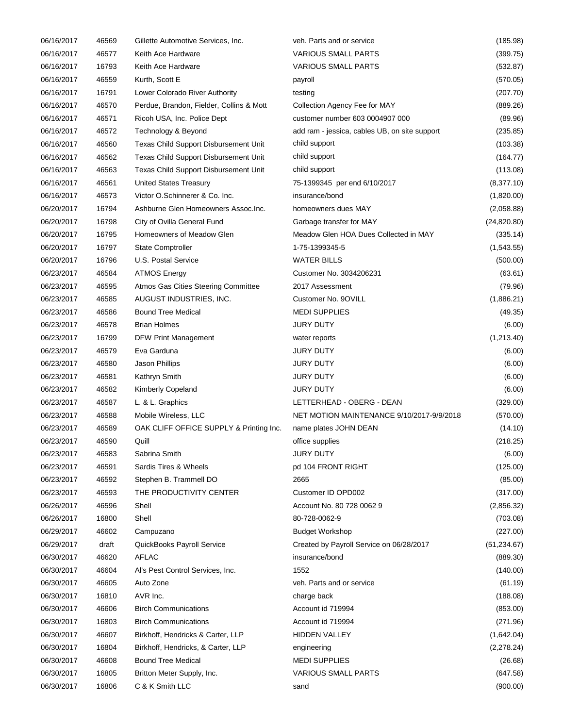| | | | | |
|---|---|---|---|---|
| 06/16/2017 | 46569 | Gillette Automotive Services, Inc. | veh. Parts and or service | (185.98) |
| 06/16/2017 | 46577 | Keith Ace Hardware | VARIOUS SMALL PARTS | (399.75) |
| 06/16/2017 | 16793 | Keith Ace Hardware | VARIOUS SMALL PARTS | (532.87) |
| 06/16/2017 | 46559 | Kurth, Scott E | payroll | (570.05) |
| 06/16/2017 | 16791 | Lower Colorado River Authority | testing | (207.70) |
| 06/16/2017 | 46570 | Perdue, Brandon, Fielder, Collins & Mott | Collection Agency Fee for MAY | (889.26) |
| 06/16/2017 | 46571 | Ricoh USA, Inc. Police Dept | customer number 603 0004907 000 | (89.96) |
| 06/16/2017 | 46572 | Technology & Beyond | add ram - jessica, cables UB, on site support | (235.85) |
| 06/16/2017 | 46560 | Texas Child Support Disbursement Unit | child support | (103.38) |
| 06/16/2017 | 46562 | Texas Child Support Disbursement Unit | child support | (164.77) |
| 06/16/2017 | 46563 | Texas Child Support Disbursement Unit | child support | (113.08) |
| 06/16/2017 | 46561 | United States Treasury | 75-1399345 per end 6/10/2017 | (8,377.10) |
| 06/16/2017 | 46573 | Victor O.Schinnerer & Co. Inc. | insurance/bond | (1,820.00) |
| 06/20/2017 | 16794 | Ashburne Glen Homeowners Assoc.Inc. | homeowners dues MAY | (2,058.88) |
| 06/20/2017 | 16798 | City of Ovilla General Fund | Garbage transfer for MAY | (24,820.80) |
| 06/20/2017 | 16795 | Homeowners of Meadow Glen | Meadow Glen HOA Dues Collected in MAY | (335.14) |
| 06/20/2017 | 16797 | State Comptroller | 1-75-1399345-5 | (1,543.55) |
| 06/20/2017 | 16796 | U.S. Postal Service | WATER BILLS | (500.00) |
| 06/23/2017 | 46584 | ATMOS Energy | Customer No. 3034206231 | (63.61) |
| 06/23/2017 | 46595 | Atmos Gas Cities Steering Committee | 2017 Assessment | (79.96) |
| 06/23/2017 | 46585 | AUGUST INDUSTRIES, INC. | Customer No. 9OVILL | (1,886.21) |
| 06/23/2017 | 46586 | Bound Tree Medical | MEDI SUPPLIES | (49.35) |
| 06/23/2017 | 46578 | Brian Holmes | JURY DUTY | (6.00) |
| 06/23/2017 | 16799 | DFW Print Management | water reports | (1,213.40) |
| 06/23/2017 | 46579 | Eva Garduna | JURY DUTY | (6.00) |
| 06/23/2017 | 46580 | Jason Phillips | JURY DUTY | (6.00) |
| 06/23/2017 | 46581 | Kathryn Smith | JURY DUTY | (6.00) |
| 06/23/2017 | 46582 | Kimberly Copeland | JURY DUTY | (6.00) |
| 06/23/2017 | 46587 | L. & L. Graphics | LETTERHEAD - OBERG - DEAN | (329.00) |
| 06/23/2017 | 46588 | Mobile Wireless, LLC | NET MOTION MAINTENANCE 9/10/2017-9/9/2018 | (570.00) |
| 06/23/2017 | 46589 | OAK CLIFF OFFICE SUPPLY & Printing Inc. | name plates JOHN DEAN | (14.10) |
| 06/23/2017 | 46590 | Quill | office supplies | (218.25) |
| 06/23/2017 | 46583 | Sabrina Smith | JURY DUTY | (6.00) |
| 06/23/2017 | 46591 | Sardis Tires & Wheels | pd 104 FRONT RIGHT | (125.00) |
| 06/23/2017 | 46592 | Stephen B. Trammell DO | 2665 | (85.00) |
| 06/23/2017 | 46593 | THE PRODUCTIVITY CENTER | Customer ID OPD002 | (317.00) |
| 06/26/2017 | 46596 | Shell | Account No. 80 728 0062 9 | (2,856.32) |
| 06/26/2017 | 16800 | Shell | 80-728-0062-9 | (703.08) |
| 06/29/2017 | 46602 | Campuzano | Budget Workshop | (227.00) |
| 06/29/2017 | draft | QuickBooks Payroll Service | Created by Payroll Service on 06/28/2017 | (51,234.67) |
| 06/30/2017 | 46620 | AFLAC | insurance/bond | (889.30) |
| 06/30/2017 | 46604 | Al's Pest Control Services, Inc. | 1552 | (140.00) |
| 06/30/2017 | 46605 | Auto Zone | veh. Parts and or service | (61.19) |
| 06/30/2017 | 16810 | AVR Inc. | charge back | (188.08) |
| 06/30/2017 | 46606 | Birch Communications | Account id 719994 | (853.00) |
| 06/30/2017 | 16803 | Birch Communications | Account id 719994 | (271.96) |
| 06/30/2017 | 46607 | Birkhoff, Hendricks & Carter, LLP | HIDDEN VALLEY | (1,642.04) |
| 06/30/2017 | 16804 | Birkhoff, Hendricks, & Carter, LLP | engineering | (2,278.24) |
| 06/30/2017 | 46608 | Bound Tree Medical | MEDI SUPPLIES | (26.68) |
| 06/30/2017 | 16805 | Britton Meter Supply, Inc. | VARIOUS SMALL PARTS | (647.58) |
| 06/30/2017 | 16806 | C & K Smith LLC | sand | (900.00) |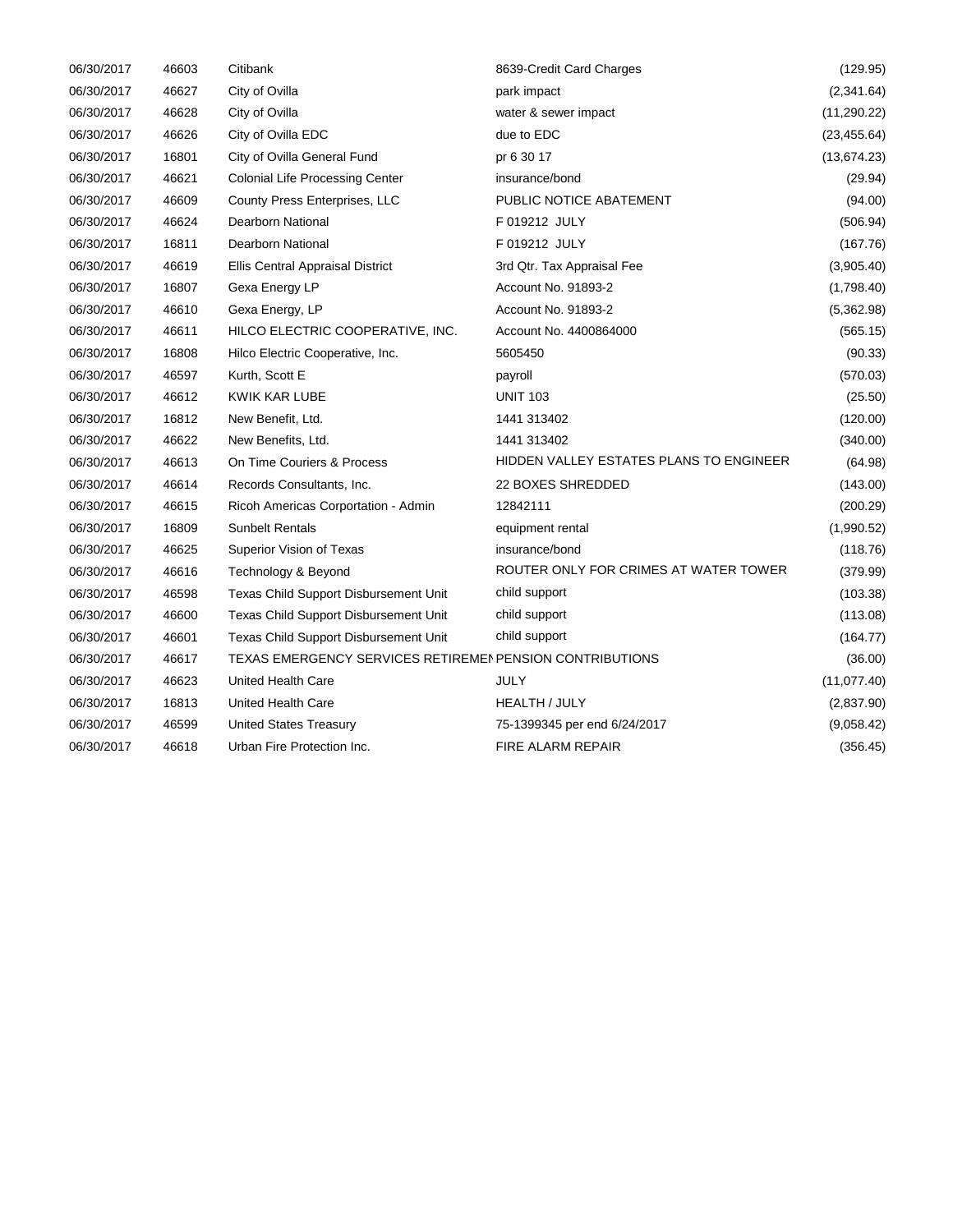| | | | | |
|---|---|---|---|---|
| 06/30/2017 | 46603 | Citibank | 8639-Credit Card Charges | (129.95) |
| 06/30/2017 | 46627 | City of Ovilla | park impact | (2,341.64) |
| 06/30/2017 | 46628 | City of Ovilla | water & sewer impact | (11,290.22) |
| 06/30/2017 | 46626 | City of Ovilla EDC | due to EDC | (23,455.64) |
| 06/30/2017 | 16801 | City of Ovilla General Fund | pr 6 30 17 | (13,674.23) |
| 06/30/2017 | 46621 | Colonial Life Processing Center | insurance/bond | (29.94) |
| 06/30/2017 | 46609 | County Press Enterprises, LLC | PUBLIC NOTICE ABATEMENT | (94.00) |
| 06/30/2017 | 46624 | Dearborn National | F 019212 JULY | (506.94) |
| 06/30/2017 | 16811 | Dearborn National | F 019212 JULY | (167.76) |
| 06/30/2017 | 46619 | Ellis Central Appraisal District | 3rd Qtr. Tax Appraisal Fee | (3,905.40) |
| 06/30/2017 | 16807 | Gexa Energy LP | Account No. 91893-2 | (1,798.40) |
| 06/30/2017 | 46610 | Gexa Energy, LP | Account No. 91893-2 | (5,362.98) |
| 06/30/2017 | 46611 | HILCO ELECTRIC COOPERATIVE, INC. | Account No. 4400864000 | (565.15) |
| 06/30/2017 | 16808 | Hilco Electric Cooperative, Inc. | 5605450 | (90.33) |
| 06/30/2017 | 46597 | Kurth, Scott E | payroll | (570.03) |
| 06/30/2017 | 46612 | KWIK KAR LUBE | UNIT 103 | (25.50) |
| 06/30/2017 | 16812 | New Benefit, Ltd. | 1441 313402 | (120.00) |
| 06/30/2017 | 46622 | New Benefits, Ltd. | 1441 313402 | (340.00) |
| 06/30/2017 | 46613 | On Time Couriers & Process | HIDDEN VALLEY ESTATES PLANS TO ENGINEER | (64.98) |
| 06/30/2017 | 46614 | Records Consultants, Inc. | 22 BOXES SHREDDED | (143.00) |
| 06/30/2017 | 46615 | Ricoh Americas Corportation - Admin | 12842111 | (200.29) |
| 06/30/2017 | 16809 | Sunbelt Rentals | equipment rental | (1,990.52) |
| 06/30/2017 | 46625 | Superior Vision of Texas | insurance/bond | (118.76) |
| 06/30/2017 | 46616 | Technology & Beyond | ROUTER ONLY FOR CRIMES AT WATER TOWER | (379.99) |
| 06/30/2017 | 46598 | Texas Child Support Disbursement Unit | child support | (103.38) |
| 06/30/2017 | 46600 | Texas Child Support Disbursement Unit | child support | (113.08) |
| 06/30/2017 | 46601 | Texas Child Support Disbursement Unit | child support | (164.77) |
| 06/30/2017 | 46617 | TEXAS EMERGENCY SERVICES RETIREMEI | PENSION CONTRIBUTIONS | (36.00) |
| 06/30/2017 | 46623 | United Health Care | JULY | (11,077.40) |
| 06/30/2017 | 16813 | United Health Care | HEALTH / JULY | (2,837.90) |
| 06/30/2017 | 46599 | United States Treasury | 75-1399345 per end 6/24/2017 | (9,058.42) |
| 06/30/2017 | 46618 | Urban Fire Protection Inc. | FIRE ALARM REPAIR | (356.45) |